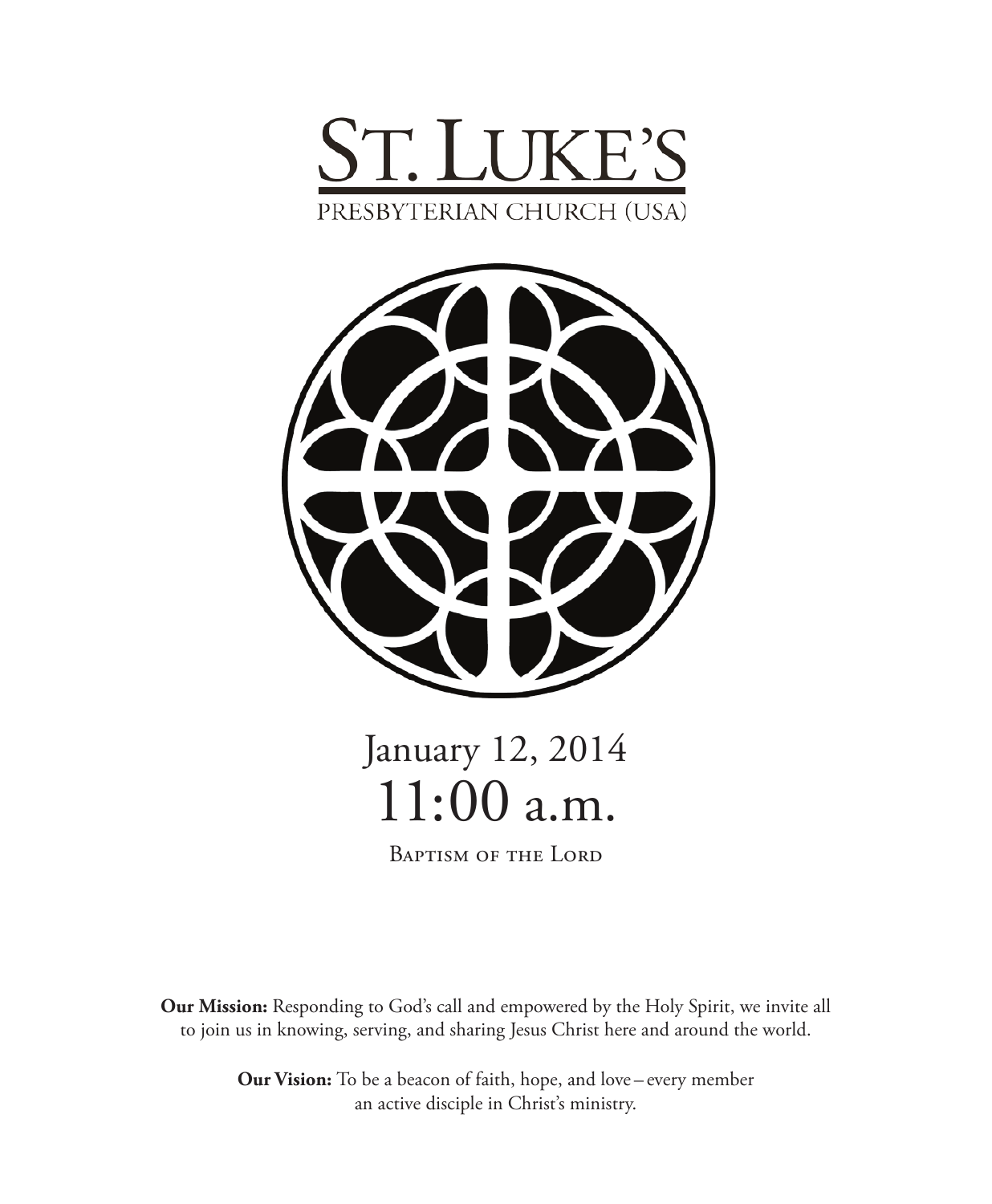# St. Luke's

PRESBYTERIAN CHURCH (USA)

## January 12, 2014

## 11:00 a.m.

Baptism of the Lord

**Our Mission:** Responding to God's call and empowered by the Holy Spirit, we invite all to join us in knowing, serving, and sharing Jesus Christ here and around the world.

**Our Vision:** To be a beacon of faith, hope, and love – every member an active disciple in Christ's ministry.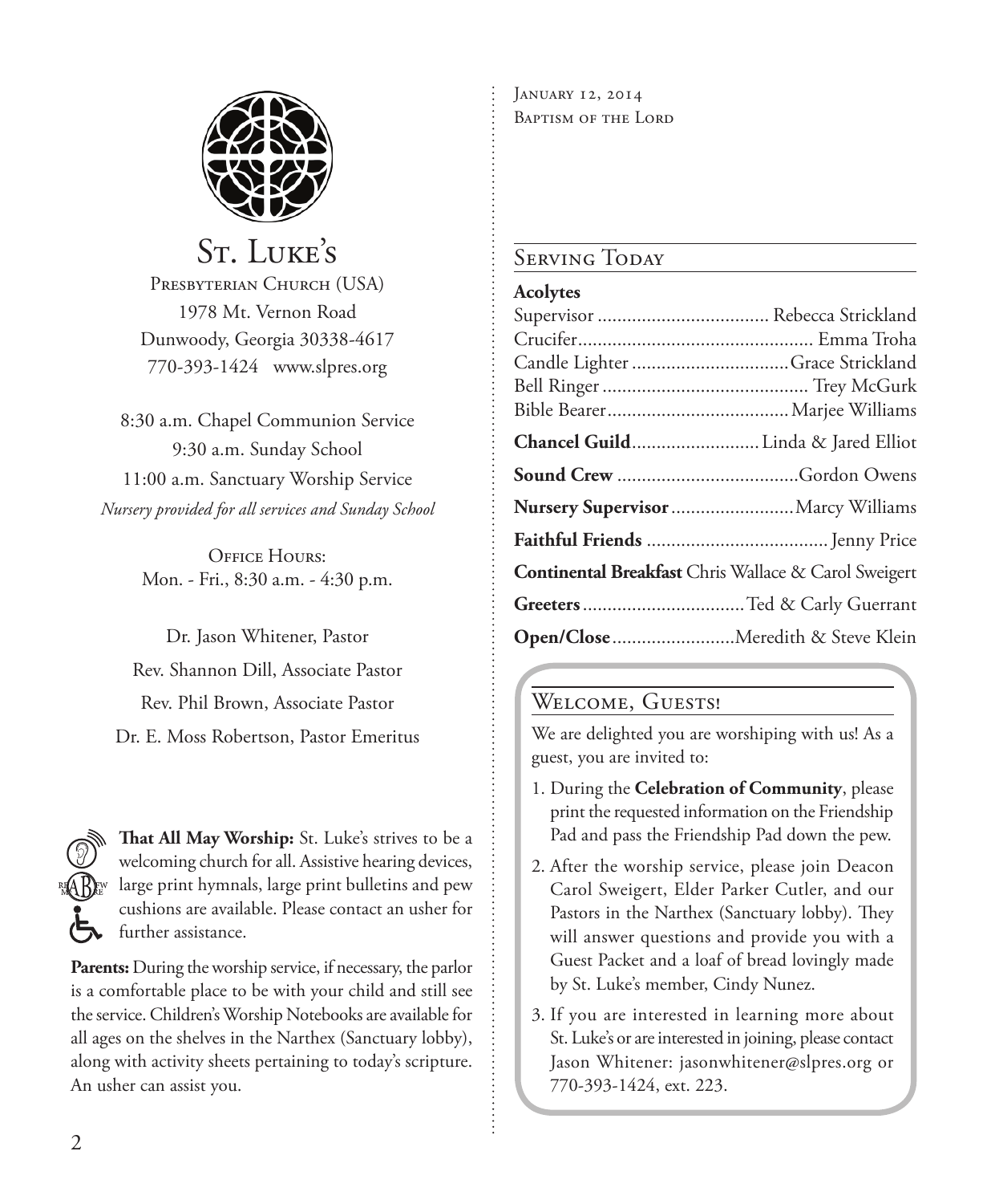# St. Luke's

Presbyterian Church (USA)
1978 Mt. Vernon Road
Dunwoody, Georgia 30338-4617
770-393-1424 www.slpres.org

8:30 a.m. Chapel Communion Service
9:30 a.m. Sunday School
11:00 a.m. Sanctuary Worship Service
*Nursery provided for all services and Sunday School*

Office Hours:
Mon. - Fri., 8:30 a.m. - 4:30 p.m.

Dr. Jason Whitener, Pastor
Rev. Shannon Dill, Associate Pastor
Rev. Phil Brown, Associate Pastor
Dr. E. Moss Robertson, Pastor Emeritus

**That All May Worship:** St. Luke's strives to be a welcoming church for all. Assistive hearing devices, large print hymnals, large print bulletins and pew cushions are available. Please contact an usher for further assistance.

**Parents:** During the worship service, if necessary, the parlor is a comfortable place to be with your child and still see the service. Children's Worship Notebooks are available for all ages on the shelves in the Narthex (Sanctuary lobby), along with activity sheets pertaining to today's scripture. An usher can assist you.

January 12, 2014
Baptism of the Lord

## Serving Today

**Acolytes**

Supervisor .................................. Rebecca Strickland
Crucifer................................................ Emma Troha
Candle Lighter ................................Grace Strickland
Bell Ringer .......................................... Trey McGurk
Bible Bearer.....................................Marjee Williams

**Chancel Guild**.......................... Linda & Jared Elliot

**Sound Crew** .....................................Gordon Owens

**Nursery Supervisor**.........................Marcy Williams

**Faithful Friends** ..................................... Jenny Price

**Continental Breakfast** Chris Wallace & Carol Sweigert

**Greeters**..................................Ted & Carly Guerrant

**Open/Close**.........................Meredith & Steve Klein

## Welcome, Guests!

We are delighted you are worshiping with us! As a guest, you are invited to:

1. During the **Celebration of Community**, please print the requested information on the Friendship Pad and pass the Friendship Pad down the pew.
2. After the worship service, please join Deacon Carol Sweigert, Elder Parker Cutler, and our Pastors in the Narthex (Sanctuary lobby). They will answer questions and provide you with a Guest Packet and a loaf of bread lovingly made by St. Luke's member, Cindy Nunez.
3. If you are interested in learning more about St. Luke's or are interested in joining, please contact Jason Whitener: jasonwhitener@slpres.org or 770-393-1424, ext. 223.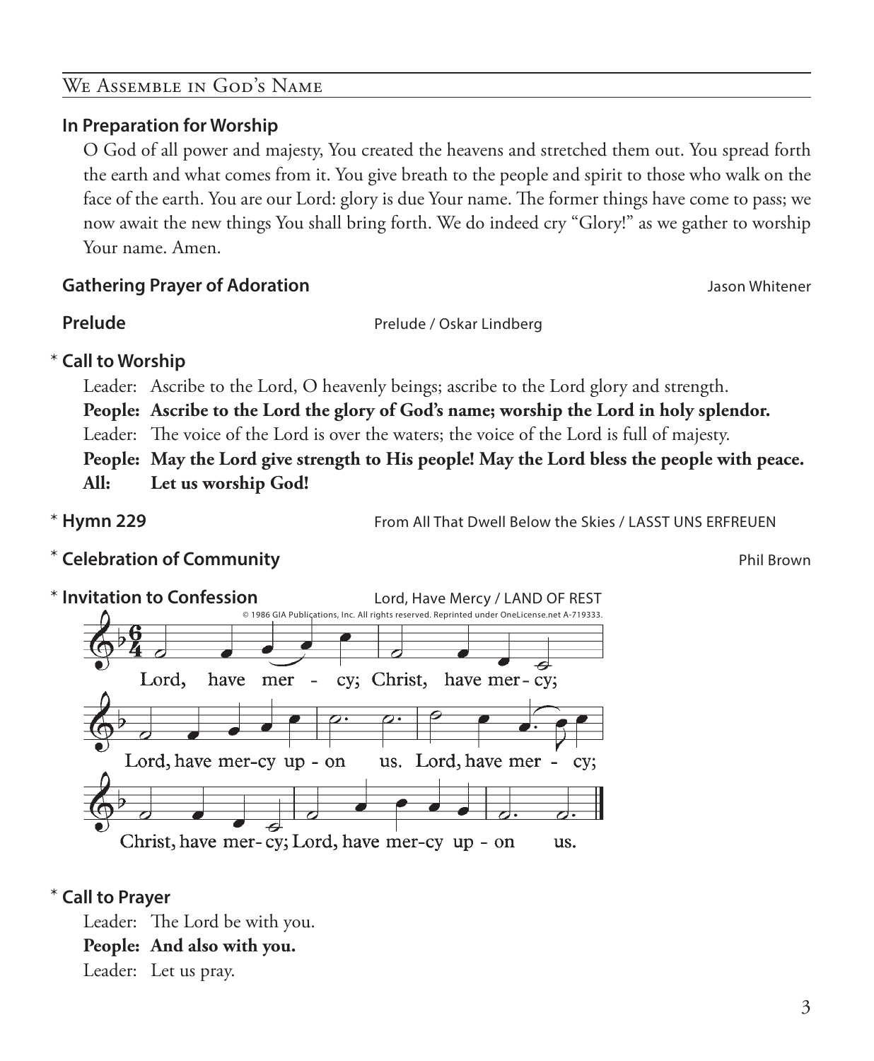## We Assemble in God's Name

**In Preparation for Worship**

O God of all power and majesty, You created the heavens and stretched them out. You spread forth the earth and what comes from it. You give breath to the people and spirit to those who walk on the face of the earth. You are our Lord: glory is due Your name. The former things have come to pass; we now await the new things You shall bring forth. We do indeed cry "Glory!" as we gather to worship Your name. Amen.

**Gathering Prayer of Adoration** — Jason Whitener

**Prelude** — Prelude / Oskar Lindberg

\* **Call to Worship**

Leader: Ascribe to the Lord, O heavenly beings; ascribe to the Lord glory and strength.
**People: Ascribe to the Lord the glory of God's name; worship the Lord in holy splendor.**
Leader: The voice of the Lord is over the waters; the voice of the Lord is full of majesty.
**People: May the Lord give strength to His people! May the Lord bless the people with peace.**
**All: Let us worship God!**

\* **Hymn 229** — From All That Dwell Below the Skies / LASST UNS ERFREUEN

\* **Celebration of Community** — Phil Brown

\* **Invitation to Confession** — Lord, Have Mercy / LAND OF REST

© 1986 GIA Publications, Inc. All rights reserved. Reprinted under OneLicense.net A-719333.

Lord, have mercy; Christ, have mercy; Lord, have mercy upon us. Lord, have mercy; Christ, have mercy; Lord, have mercy upon us.

\* **Call to Prayer**

Leader: The Lord be with you.
**People: And also with you.**
Leader: Let us pray.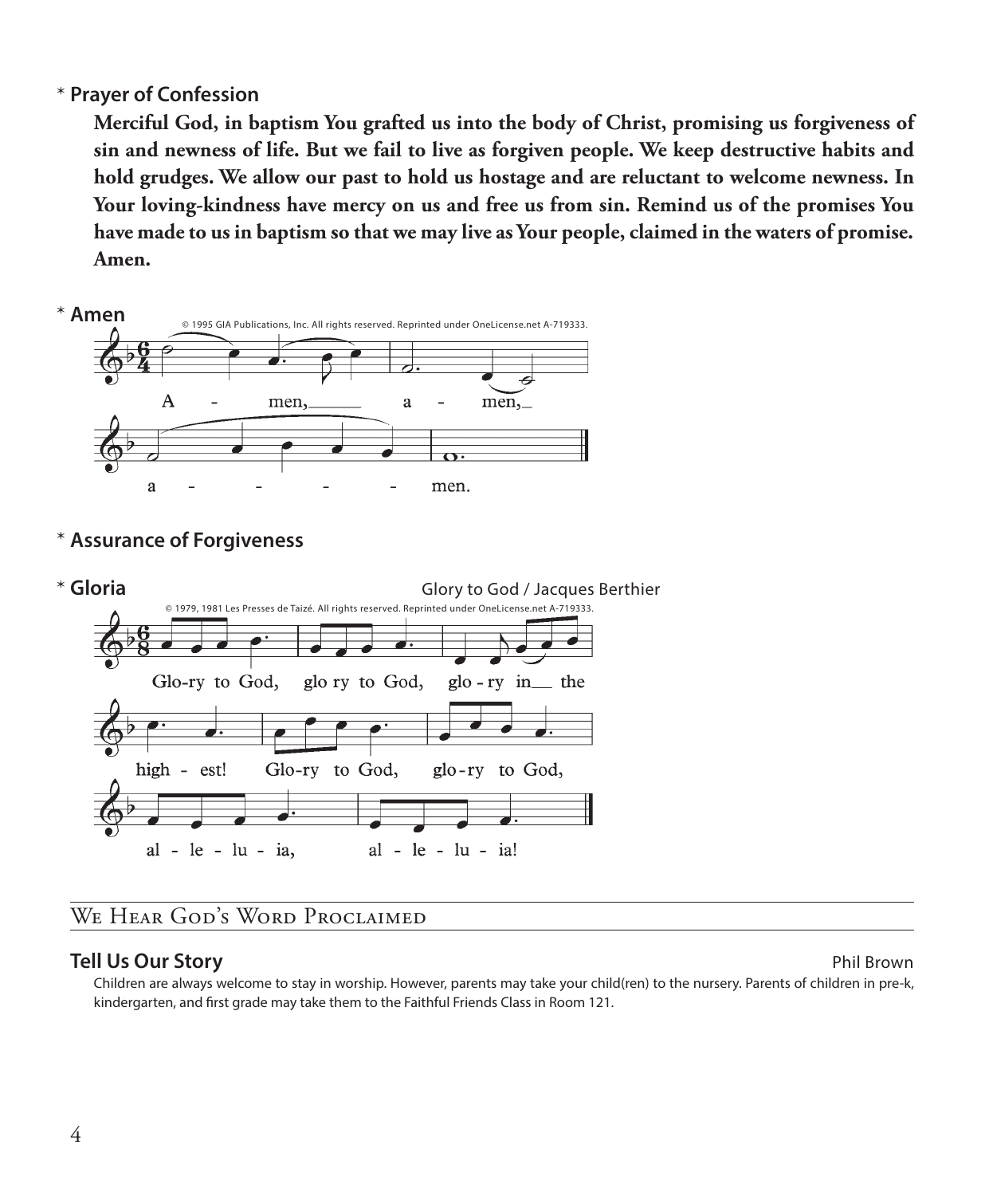\* **Prayer of Confession**

**Merciful God, in baptism You grafted us into the body of Christ, promising us forgiveness of sin and newness of life. But we fail to live as forgiven people. We keep destructive habits and hold grudges. We allow our past to hold us hostage and are reluctant to welcome newness. In Your loving-kindness have mercy on us and free us from sin. Remind us of the promises You have made to us in baptism so that we may live as Your people, claimed in the waters of promise. Amen.**

\* **Amen**

© 1995 GIA Publications, Inc. All rights reserved. Reprinted under OneLicense.net A-719333.

A - men, a - men, a - - - - men.

\* **Assurance of Forgiveness**

\* **Gloria** Glory to God / Jacques Berthier

© 1979, 1981 Les Presses de Taizé. All rights reserved. Reprinted under OneLicense.net A-719333.

Glo-ry to God, glo ry to God, glo - ry in the high - est! Glo-ry to God, glo-ry to God, al - le - lu - ia, al - le - lu - ia!

## We Hear God's Word Proclaimed

**Tell Us Our Story** Phil Brown

Children are always welcome to stay in worship. However, parents may take your child(ren) to the nursery. Parents of children in pre-k, kindergarten, and first grade may take them to the Faithful Friends Class in Room 121.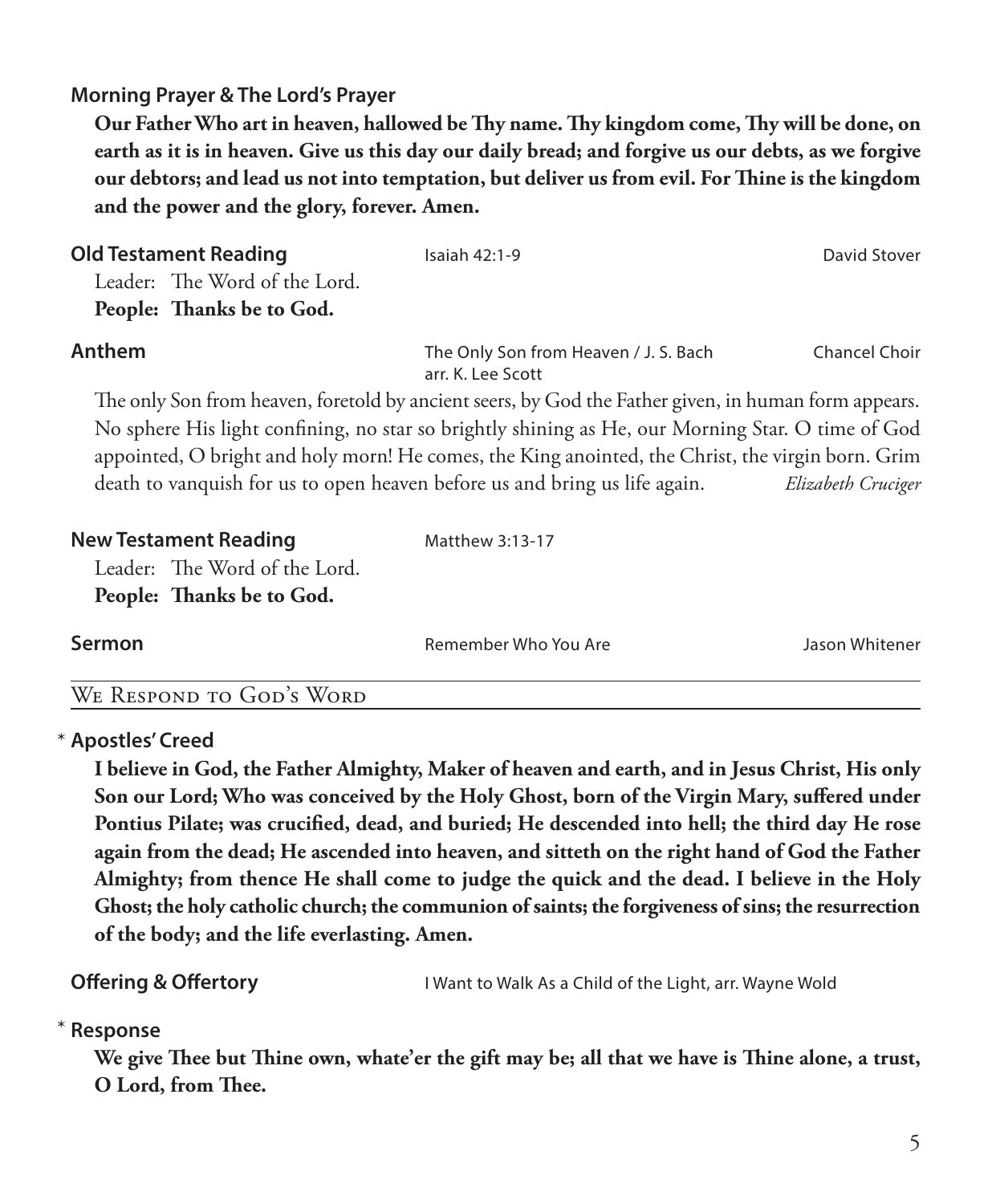**Morning Prayer & The Lord's Prayer**

**Our Father Who art in heaven, hallowed be Thy name. Thy kingdom come, Thy will be done, on earth as it is in heaven. Give us this day our daily bread; and forgive us our debts, as we forgive our debtors; and lead us not into temptation, but deliver us from evil. For Thine is the kingdom and the power and the glory, forever. Amen.**

**Old Testament Reading** Isaiah 42:1-9 David Stover

Leader: The Word of the Lord.
**People: Thanks be to God.**

**Anthem** The Only Son from Heaven / J. S. Bach arr. K. Lee Scott Chancel Choir

The only Son from heaven, foretold by ancient seers, by God the Father given, in human form appears. No sphere His light confining, no star so brightly shining as He, our Morning Star. O time of God appointed, O bright and holy morn! He comes, the King anointed, the Christ, the virgin born. Grim death to vanquish for us to open heaven before us and bring us life again. *Elizabeth Cruciger*

**New Testament Reading** Matthew 3:13-17

Leader: The Word of the Lord.
**People: Thanks be to God.**

**Sermon** Remember Who You Are Jason Whitener

## We Respond to God's Word

\* **Apostles' Creed**

**I believe in God, the Father Almighty, Maker of heaven and earth, and in Jesus Christ, His only Son our Lord; Who was conceived by the Holy Ghost, born of the Virgin Mary, suffered under Pontius Pilate; was crucified, dead, and buried; He descended into hell; the third day He rose again from the dead; He ascended into heaven, and sitteth on the right hand of God the Father Almighty; from thence He shall come to judge the quick and the dead. I believe in the Holy Ghost; the holy catholic church; the communion of saints; the forgiveness of sins; the resurrection of the body; and the life everlasting. Amen.**

**Offering & Offertory** I Want to Walk As a Child of the Light, arr. Wayne Wold

\* **Response**

**We give Thee but Thine own, whate'er the gift may be; all that we have is Thine alone, a trust, O Lord, from Thee.**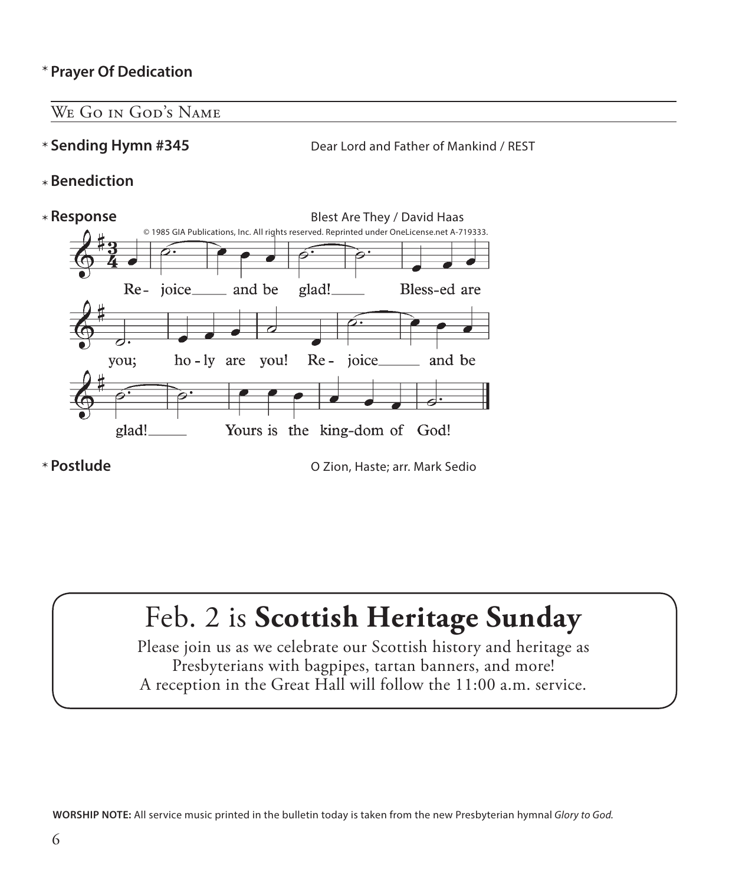\* **Prayer Of Dedication**

## We Go in God's Name

\* **Sending Hymn #345** Dear Lord and Father of Mankind / REST

\* **Benediction**

\* **Response** Blest Are They / David Haas

© 1985 GIA Publications, Inc. All rights reserved. Reprinted under OneLicense.net A-719333.

Re- joice and be glad! Bless-ed are you; ho - ly are you! Re - joice and be glad! Yours is the king-dom of God!

\* **Postlude** O Zion, Haste; arr. Mark Sedio

# Feb. 2 is **Scottish Heritage Sunday**

Please join us as we celebrate our Scottish history and heritage as Presbyterians with bagpipes, tartan banners, and more!
A reception in the Great Hall will follow the 11:00 a.m. service.

**WORSHIP NOTE:** All service music printed in the bulletin today is taken from the new Presbyterian hymnal *Glory to God.*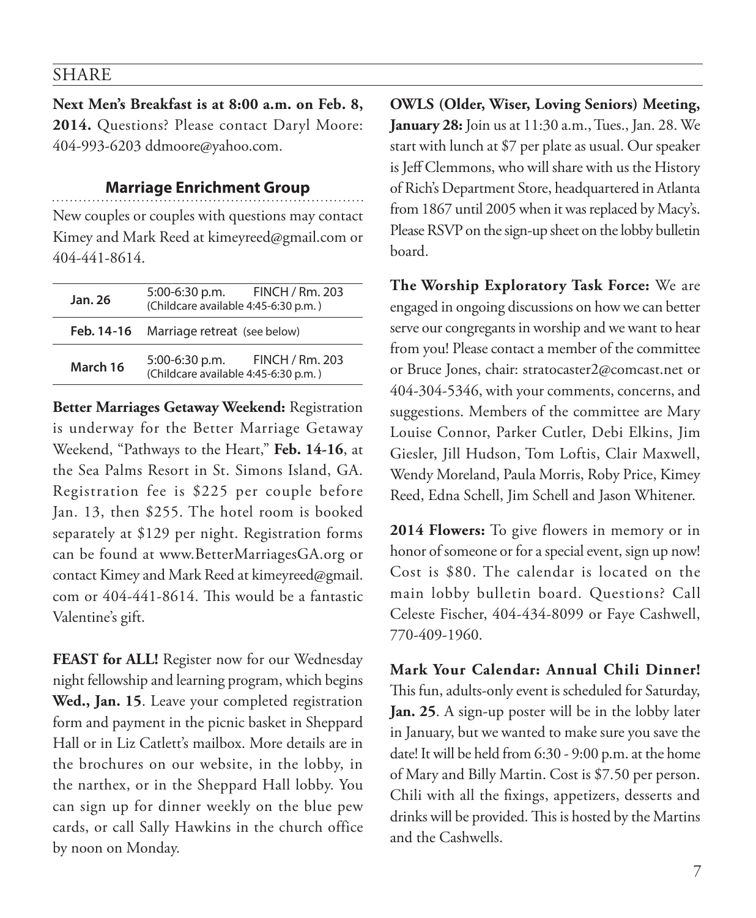## SHARE

**Next Men's Breakfast is at 8:00 a.m. on Feb. 8, 2014.** Questions? Please contact Daryl Moore: 404-993-6203 ddmoore@yahoo.com.

### Marriage Enrichment Group

New couples or couples with questions may contact Kimey and Mark Reed at kimeyreed@gmail.com or 404-441-8614.

| | | |
|---|---|---|
| **Jan. 26** | 5:00-6:30 p.m. (Childcare available 4:45-6:30 p.m.) | FINCH / Rm. 203 |
| **Feb. 14-16** | Marriage retreat (see below) | |
| **March 16** | 5:00-6:30 p.m. (Childcare available 4:45-6:30 p.m.) | FINCH / Rm. 203 |

**Better Marriages Getaway Weekend:** Registration is underway for the Better Marriage Getaway Weekend, "Pathways to the Heart," **Feb. 14-16**, at the Sea Palms Resort in St. Simons Island, GA. Registration fee is $225 per couple before Jan. 13, then $255. The hotel room is booked separately at $129 per night. Registration forms can be found at www.BetterMarriagesGA.org or contact Kimey and Mark Reed at kimeyreed@gmail.com or 404-441-8614. This would be a fantastic Valentine's gift.

**FEAST for ALL!** Register now for our Wednesday night fellowship and learning program, which begins **Wed., Jan. 15**. Leave your completed registration form and payment in the picnic basket in Sheppard Hall or in Liz Catlett's mailbox. More details are in the brochures on our website, in the lobby, in the narthex, or in the Sheppard Hall lobby. You can sign up for dinner weekly on the blue pew cards, or call Sally Hawkins in the church office by noon on Monday.

**OWLS (Older, Wiser, Loving Seniors) Meeting, January 28:** Join us at 11:30 a.m., Tues., Jan. 28. We start with lunch at $7 per plate as usual. Our speaker is Jeff Clemmons, who will share with us the History of Rich's Department Store, headquartered in Atlanta from 1867 until 2005 when it was replaced by Macy's. Please RSVP on the sign-up sheet on the lobby bulletin board.

**The Worship Exploratory Task Force:** We are engaged in ongoing discussions on how we can better serve our congregants in worship and we want to hear from you! Please contact a member of the committee or Bruce Jones, chair: stratocaster2@comcast.net or 404-304-5346, with your comments, concerns, and suggestions. Members of the committee are Mary Louise Connor, Parker Cutler, Debi Elkins, Jim Giesler, Jill Hudson, Tom Loftis, Clair Maxwell, Wendy Moreland, Paula Morris, Roby Price, Kimey Reed, Edna Schell, Jim Schell and Jason Whitener.

**2014 Flowers:** To give flowers in memory or in honor of someone or for a special event, sign up now! Cost is $80. The calendar is located on the main lobby bulletin board. Questions? Call Celeste Fischer, 404-434-8099 or Faye Cashwell, 770-409-1960.

**Mark Your Calendar: Annual Chili Dinner!** This fun, adults-only event is scheduled for Saturday, **Jan. 25**. A sign-up poster will be in the lobby later in January, but we wanted to make sure you save the date! It will be held from 6:30 - 9:00 p.m. at the home of Mary and Billy Martin. Cost is $7.50 per person. Chili with all the fixings, appetizers, desserts and drinks will be provided. This is hosted by the Martins and the Cashwells.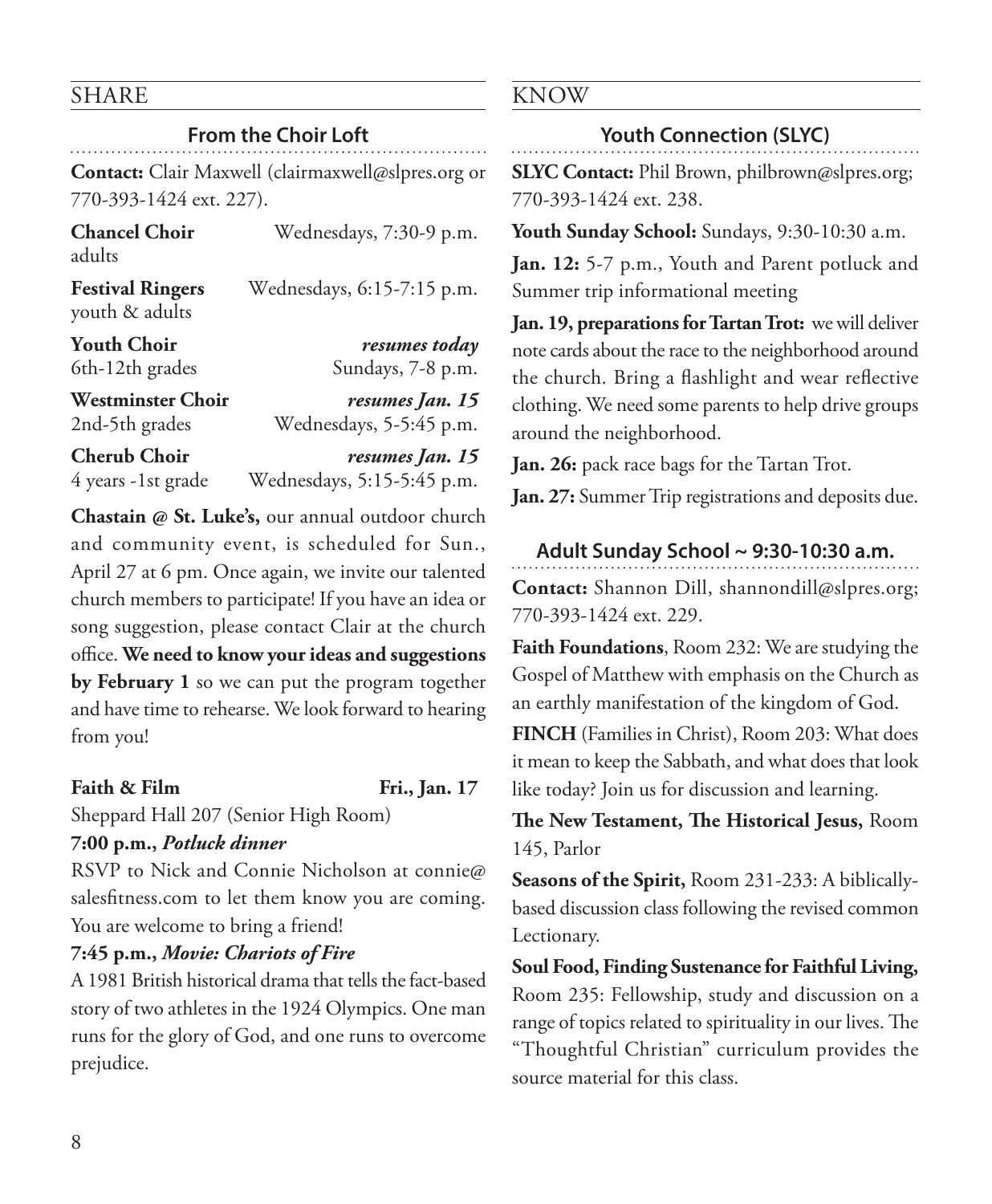## SHARE

### From the Choir Loft

**Contact:** Clair Maxwell (clairmaxwell@slpres.org or 770-393-1424 ext. 227).

| | |
|---|---|
| **Chancel Choir** adults | Wednesdays, 7:30-9 p.m. |
| **Festival Ringers** youth & adults | Wednesdays, 6:15-7:15 p.m. |
| **Youth Choir** 6th-12th grades | *resumes today* Sundays, 7-8 p.m. |
| **Westminster Choir** 2nd-5th grades | *resumes Jan. 15* Wednesdays, 5-5:45 p.m. |
| **Cherub Choir** 4 years -1st grade | *resumes Jan. 15* Wednesdays, 5:15-5:45 p.m. |

**Chastain @ St. Luke's,** our annual outdoor church and community event, is scheduled for Sun., April 27 at 6 pm. Once again, we invite our talented church members to participate! If you have an idea or song suggestion, please contact Clair at the church office. **We need to know your ideas and suggestions by February 1** so we can put the program together and have time to rehearse. We look forward to hearing from you!

**Faith & Film** **Fri., Jan. 17**

Sheppard Hall 207 (Senior High Room)

**7:00 p.m.,** ***Potluck dinner***

RSVP to Nick and Connie Nicholson at connie@salesfitness.com to let them know you are coming. You are welcome to bring a friend!

**7:45 p.m.,** ***Movie: Chariots of Fire***

A 1981 British historical drama that tells the fact-based story of two athletes in the 1924 Olympics. One man runs for the glory of God, and one runs to overcome prejudice.

## KNOW

### Youth Connection (SLYC)

**SLYC Contact:** Phil Brown, philbrown@slpres.org; 770-393-1424 ext. 238.

**Youth Sunday School:** Sundays, 9:30-10:30 a.m.

**Jan. 12:** 5-7 p.m., Youth and Parent potluck and Summer trip informational meeting

**Jan. 19, preparations for Tartan Trot:** we will deliver note cards about the race to the neighborhood around the church. Bring a flashlight and wear reflective clothing. We need some parents to help drive groups around the neighborhood.

**Jan. 26:** pack race bags for the Tartan Trot.

**Jan. 27:** Summer Trip registrations and deposits due.

### Adult Sunday School ~ 9:30-10:30 a.m.

**Contact:** Shannon Dill, shannondill@slpres.org; 770-393-1424 ext. 229.

**Faith Foundations**, Room 232: We are studying the Gospel of Matthew with emphasis on the Church as an earthly manifestation of the kingdom of God.

**FINCH** (Families in Christ), Room 203: What does it mean to keep the Sabbath, and what does that look like today? Join us for discussion and learning.

**The New Testament, The Historical Jesus,** Room 145, Parlor

**Seasons of the Spirit,** Room 231-233: A biblically-based discussion class following the revised common Lectionary.

**Soul Food, Finding Sustenance for Faithful Living,** Room 235: Fellowship, study and discussion on a range of topics related to spirituality in our lives. The "Thoughtful Christian" curriculum provides the source material for this class.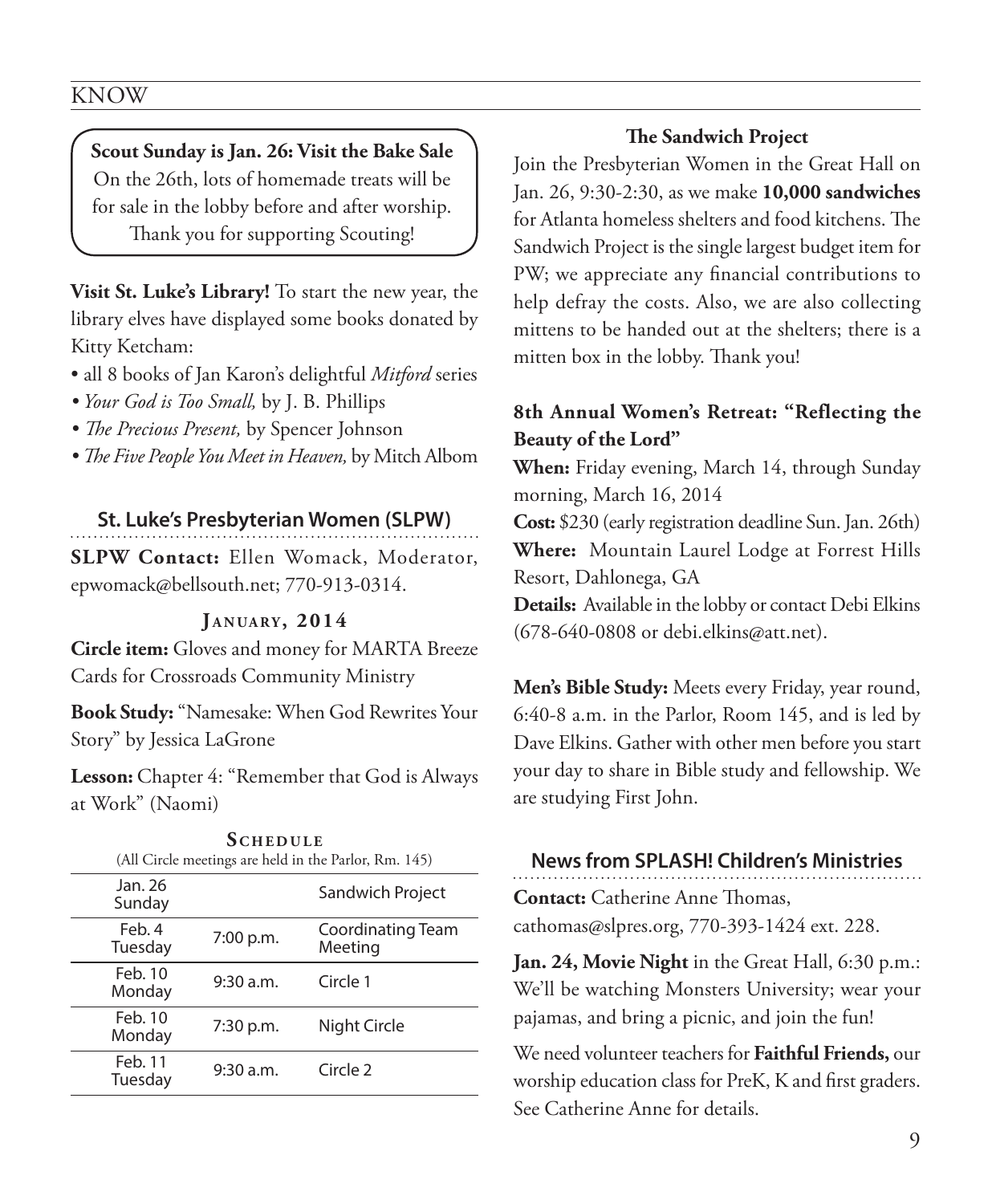KNOW

**Scout Sunday is Jan. 26: Visit the Bake Sale**
On the 26th, lots of homemade treats will be for sale in the lobby before and after worship. Thank you for supporting Scouting!

**Visit St. Luke's Library!** To start the new year, the library elves have displayed some books donated by Kitty Ketcham:

- all 8 books of Jan Karon's delightful *Mitford* series
- *Your God is Too Small,* by J. B. Phillips
- *The Precious Present,* by Spencer Johnson
- *The Five People You Meet in Heaven,* by Mitch Albom

## St. Luke's Presbyterian Women (SLPW)

**SLPW Contact:** Ellen Womack, Moderator, epwomack@bellsouth.net; 770-913-0314.

### January, 2014

**Circle item:** Gloves and money for MARTA Breeze Cards for Crossroads Community Ministry

**Book Study:** "Namesake: When God Rewrites Your Story" by Jessica LaGrone

**Lesson:** Chapter 4: "Remember that God is Always at Work" (Naomi)

**Schedule**
(All Circle meetings are held in the Parlor, Rm. 145)

| | | |
|---|---|---|
| Jan. 26 Sunday | | Sandwich Project |
| Feb. 4 Tuesday | 7:00 p.m. | Coordinating Team Meeting |
| Feb. 10 Monday | 9:30 a.m. | Circle 1 |
| Feb. 10 Monday | 7:30 p.m. | Night Circle |
| Feb. 11 Tuesday | 9:30 a.m. | Circle 2 |

### The Sandwich Project

Join the Presbyterian Women in the Great Hall on Jan. 26, 9:30-2:30, as we make **10,000 sandwiches** for Atlanta homeless shelters and food kitchens. The Sandwich Project is the single largest budget item for PW; we appreciate any financial contributions to help defray the costs. Also, we are also collecting mittens to be handed out at the shelters; there is a mitten box in the lobby. Thank you!

### 8th Annual Women's Retreat: "Reflecting the Beauty of the Lord"

**When:** Friday evening, March 14, through Sunday morning, March 16, 2014
**Cost:** $230 (early registration deadline Sun. Jan. 26th)
**Where:** Mountain Laurel Lodge at Forrest Hills Resort, Dahlonega, GA
**Details:** Available in the lobby or contact Debi Elkins (678-640-0808 or debi.elkins@att.net).

**Men's Bible Study:** Meets every Friday, year round, 6:40-8 a.m. in the Parlor, Room 145, and is led by Dave Elkins. Gather with other men before you start your day to share in Bible study and fellowship. We are studying First John.

## News from SPLASH! Children's Ministries

**Contact:** Catherine Anne Thomas, cathomas@slpres.org, 770-393-1424 ext. 228.

**Jan. 24, Movie Night** in the Great Hall, 6:30 p.m.: We'll be watching Monsters University; wear your pajamas, and bring a picnic, and join the fun!

We need volunteer teachers for **Faithful Friends,** our worship education class for PreK, K and first graders. See Catherine Anne for details.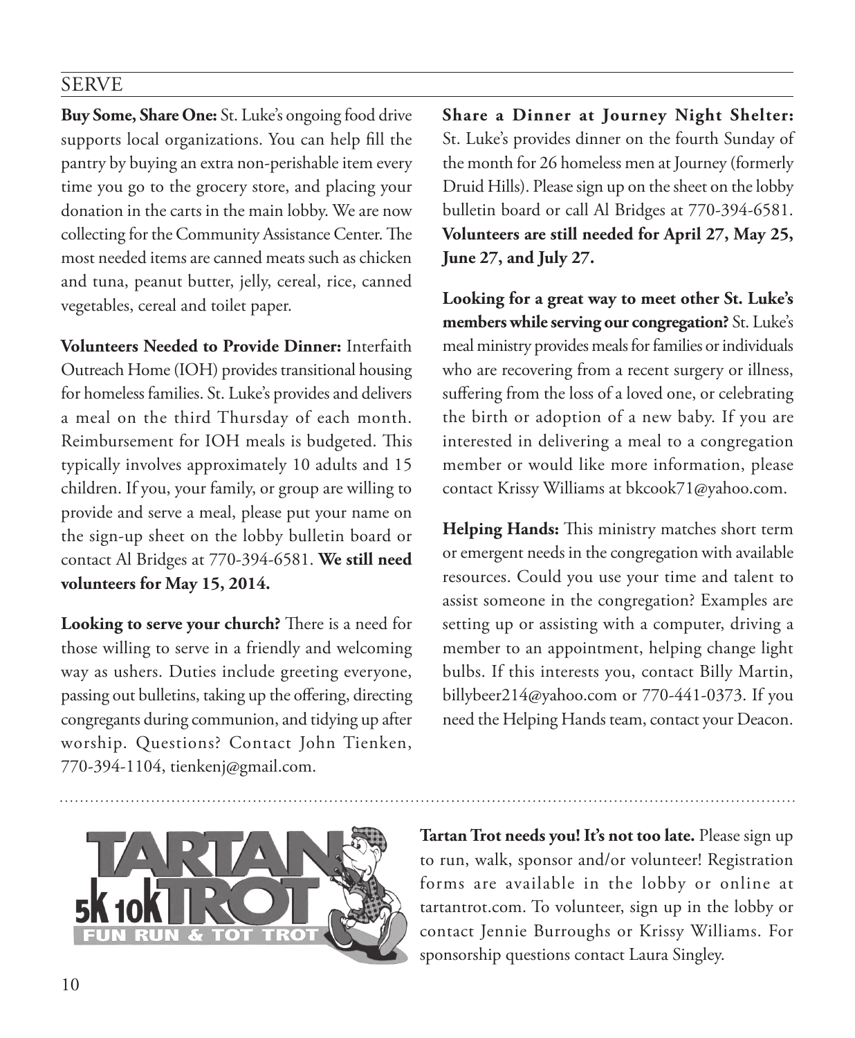## SERVE

**Buy Some, Share One:** St. Luke's ongoing food drive supports local organizations. You can help fill the pantry by buying an extra non-perishable item every time you go to the grocery store, and placing your donation in the carts in the main lobby. We are now collecting for the Community Assistance Center. The most needed items are canned meats such as chicken and tuna, peanut butter, jelly, cereal, rice, canned vegetables, cereal and toilet paper.

**Volunteers Needed to Provide Dinner:** Interfaith Outreach Home (IOH) provides transitional housing for homeless families. St. Luke's provides and delivers a meal on the third Thursday of each month. Reimbursement for IOH meals is budgeted. This typically involves approximately 10 adults and 15 children. If you, your family, or group are willing to provide and serve a meal, please put your name on the sign-up sheet on the lobby bulletin board or contact Al Bridges at 770-394-6581. **We still need volunteers for May 15, 2014.**

**Looking to serve your church?** There is a need for those willing to serve in a friendly and welcoming way as ushers. Duties include greeting everyone, passing out bulletins, taking up the offering, directing congregants during communion, and tidying up after worship. Questions? Contact John Tienken, 770-394-1104, tienkenj@gmail.com.

**Share a Dinner at Journey Night Shelter:** St. Luke's provides dinner on the fourth Sunday of the month for 26 homeless men at Journey (formerly Druid Hills). Please sign up on the sheet on the lobby bulletin board or call Al Bridges at 770-394-6581. **Volunteers are still needed for April 27, May 25, June 27, and July 27.**

**Looking for a great way to meet other St. Luke's members while serving our congregation?** St. Luke's meal ministry provides meals for families or individuals who are recovering from a recent surgery or illness, suffering from the loss of a loved one, or celebrating the birth or adoption of a new baby. If you are interested in delivering a meal to a congregation member or would like more information, please contact Krissy Williams at bkcook71@yahoo.com.

**Helping Hands:** This ministry matches short term or emergent needs in the congregation with available resources. Could you use your time and talent to assist someone in the congregation? Examples are setting up or assisting with a computer, driving a member to an appointment, helping change light bulbs. If this interests you, contact Billy Martin, billybeer214@yahoo.com or 770-441-0373. If you need the Helping Hands team, contact your Deacon.

---

TARTAN TROT 5K 10K FUN RUN & TOT TROT

**Tartan Trot needs you! It's not too late.** Please sign up to run, walk, sponsor and/or volunteer! Registration forms are available in the lobby or online at tartantrot.com. To volunteer, sign up in the lobby or contact Jennie Burroughs or Krissy Williams. For sponsorship questions contact Laura Singley.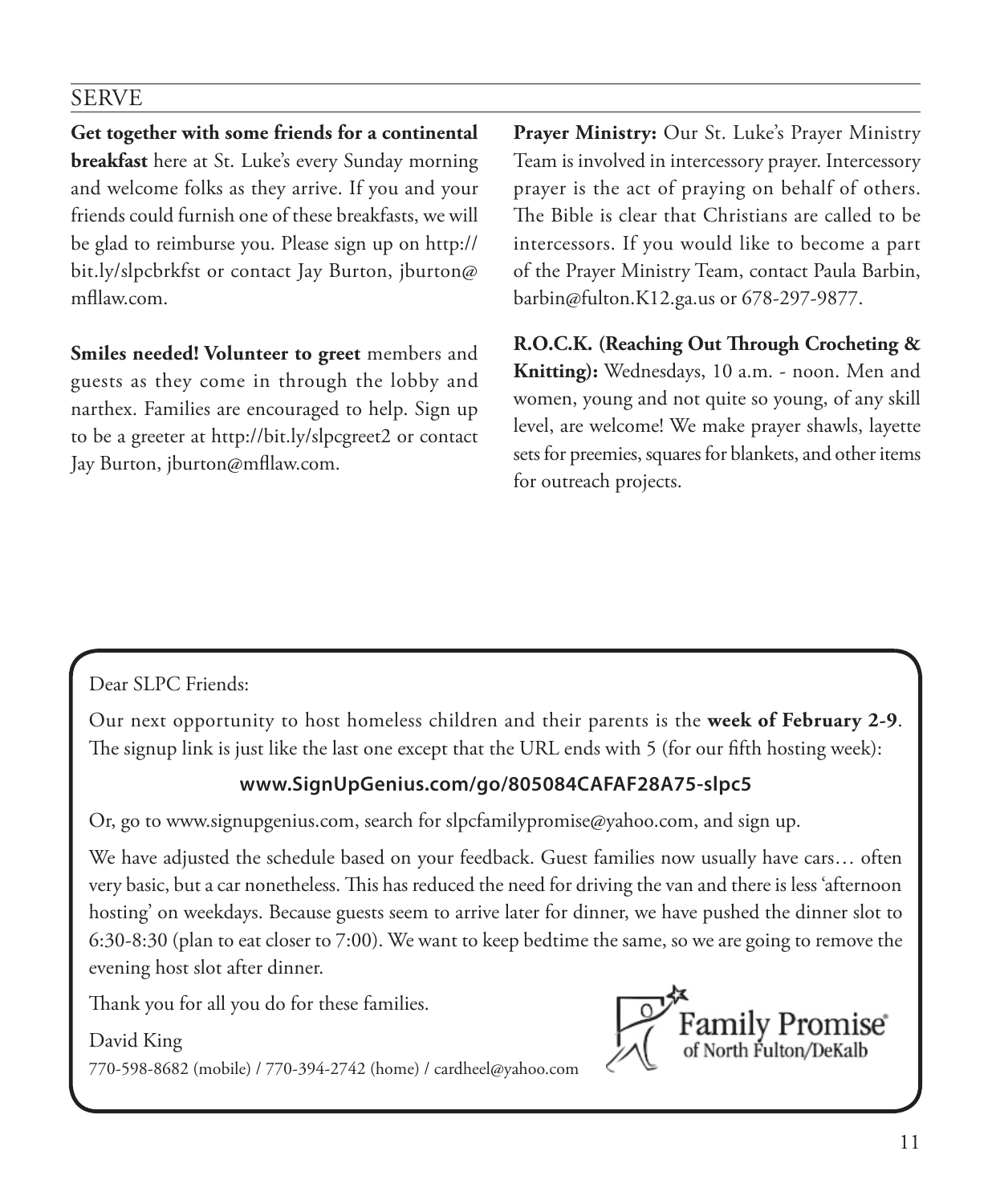## SERVE

**Get together with some friends for a continental breakfast** here at St. Luke's every Sunday morning and welcome folks as they arrive. If you and your friends could furnish one of these breakfasts, we will be glad to reimburse you. Please sign up on http://bit.ly/slpcbrkfst or contact Jay Burton, jburton@mfllaw.com.

**Smiles needed! Volunteer to greet** members and guests as they come in through the lobby and narthex. Families are encouraged to help. Sign up to be a greeter at http://bit.ly/slpcgreet2 or contact Jay Burton, jburton@mfllaw.com.

**Prayer Ministry:** Our St. Luke's Prayer Ministry Team is involved in intercessory prayer. Intercessory prayer is the act of praying on behalf of others. The Bible is clear that Christians are called to be intercessors. If you would like to become a part of the Prayer Ministry Team, contact Paula Barbin, barbin@fulton.K12.ga.us or 678-297-9877.

**R.O.C.K. (Reaching Out Through Crocheting & Knitting):** Wednesdays, 10 a.m. - noon. Men and women, young and not quite so young, of any skill level, are welcome! We make prayer shawls, layette sets for preemies, squares for blankets, and other items for outreach projects.

Dear SLPC Friends:

Our next opportunity to host homeless children and their parents is the **week of February 2-9**. The signup link is just like the last one except that the URL ends with 5 (for our fifth hosting week):

**www.SignUpGenius.com/go/805084CAFAF28A75-slpc5**

Or, go to www.signupgenius.com, search for slpcfamilypromise@yahoo.com, and sign up.

We have adjusted the schedule based on your feedback. Guest families now usually have cars… often very basic, but a car nonetheless. This has reduced the need for driving the van and there is less 'afternoon hosting' on weekdays. Because guests seem to arrive later for dinner, we have pushed the dinner slot to 6:30-8:30 (plan to eat closer to 7:00). We want to keep bedtime the same, so we are going to remove the evening host slot after dinner.

Thank you for all you do for these families.

David King
770-598-8682 (mobile) / 770-394-2742 (home) / cardheel@yahoo.com

Family Promise® of North Fulton/DeKalb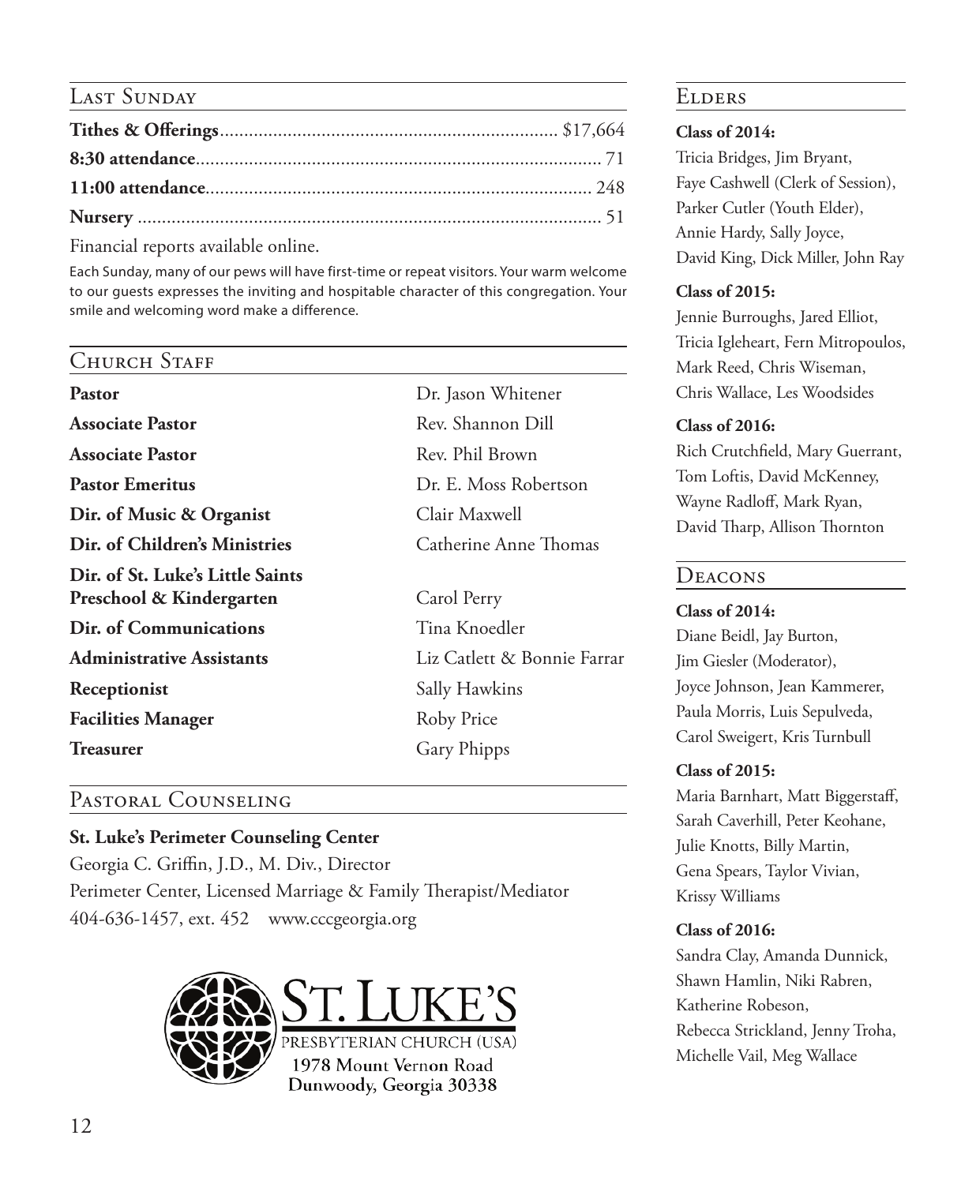## Last Sunday

| | |
|---|---|
| **Tithes & Offerings** | $17,664 |
| **8:30 attendance** | 71 |
| **11:00 attendance** | 248 |
| **Nursery** | 51 |

Financial reports available online.

Each Sunday, many of our pews will have first-time or repeat visitors. Your warm welcome to our guests expresses the inviting and hospitable character of this congregation. Your smile and welcoming word make a difference.

## Church Staff

| | |
|---|---|
| **Pastor** | Dr. Jason Whitener |
| **Associate Pastor** | Rev. Shannon Dill |
| **Associate Pastor** | Rev. Phil Brown |
| **Pastor Emeritus** | Dr. E. Moss Robertson |
| **Dir. of Music & Organist** | Clair Maxwell |
| **Dir. of Children's Ministries** | Catherine Anne Thomas |
| **Dir. of St. Luke's Little Saints Preschool & Kindergarten** | Carol Perry |
| **Dir. of Communications** | Tina Knoedler |
| **Administrative Assistants** | Liz Catlett & Bonnie Farrar |
| **Receptionist** | Sally Hawkins |
| **Facilities Manager** | Roby Price |
| **Treasurer** | Gary Phipps |

## Pastoral Counseling

**St. Luke's Perimeter Counseling Center**
Georgia C. Griffin, J.D., M. Div., Director
Perimeter Center, Licensed Marriage & Family Therapist/Mediator
404-636-1457, ext. 452 www.cccgeorgia.org

ST. LUKE'S
PRESBYTERIAN CHURCH (USA)
1978 Mount Vernon Road
Dunwoody, Georgia 30338

## Elders

**Class of 2014:**
Tricia Bridges, Jim Bryant, Faye Cashwell (Clerk of Session), Parker Cutler (Youth Elder), Annie Hardy, Sally Joyce, David King, Dick Miller, John Ray

**Class of 2015:**
Jennie Burroughs, Jared Elliot, Tricia Igleheart, Fern Mitropoulos, Mark Reed, Chris Wiseman, Chris Wallace, Les Woodsides

**Class of 2016:**
Rich Crutchfield, Mary Guerrant, Tom Loftis, David McKenney, Wayne Radloff, Mark Ryan, David Tharp, Allison Thornton

## Deacons

**Class of 2014:**
Diane Beidl, Jay Burton, Jim Giesler (Moderator), Joyce Johnson, Jean Kammerer, Paula Morris, Luis Sepulveda, Carol Sweigert, Kris Turnbull

**Class of 2015:**
Maria Barnhart, Matt Biggerstaff, Sarah Caverhill, Peter Keohane, Julie Knotts, Billy Martin, Gena Spears, Taylor Vivian, Krissy Williams

**Class of 2016:**
Sandra Clay, Amanda Dunnick, Shawn Hamlin, Niki Rabren, Katherine Robeson, Rebecca Strickland, Jenny Troha, Michelle Vail, Meg Wallace